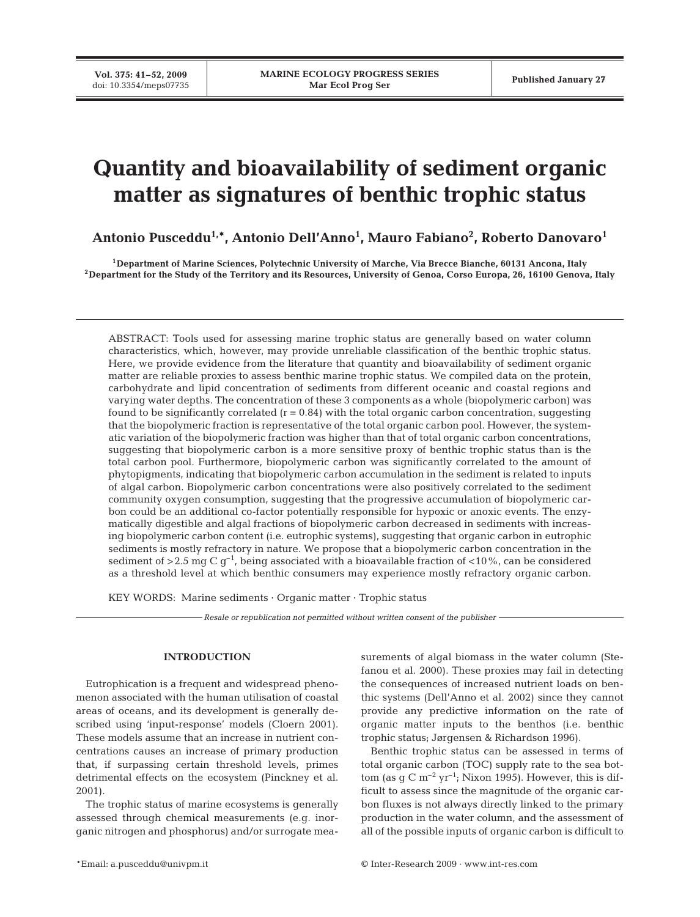# Quantity and bioavailability of sediment organic matter as signatures of benthic trophic status

**Antonio Pusceddu[1,*], Antonio Dell'Anno[1], Mauro Fabiano[2], Roberto Danovaro[1]**

[1]Department of Marine Sciences, Polytechnic University of Marche, Via Brecce Bianche, 60131 Ancona, Italy
[2]Department for the Study of the Territory and its Resources, University of Genoa, Corso Europa, 26, 16100 Genova, Italy

ABSTRACT: Tools used for assessing marine trophic status are generally based on water column characteristics, which, however, may provide unreliable classification of the benthic trophic status. Here, we provide evidence from the literature that quantity and bioavailability of sediment organic matter are reliable proxies to assess benthic marine trophic status. We compiled data on the protein, carbohydrate and lipid concentration of sediments from different oceanic and coastal regions and varying water depths. The concentration of these 3 components as a whole (biopolymeric carbon) was found to be significantly correlated ($r = 0.84$) with the total organic carbon concentration, suggesting that the biopolymeric fraction is representative of the total organic carbon pool. However, the systematic variation of the biopolymeric fraction was higher than that of total organic carbon concentrations, suggesting that biopolymeric carbon is a more sensitive proxy of benthic trophic status than is the total carbon pool. Furthermore, biopolymeric carbon was significantly correlated to the amount of phytopigments, indicating that biopolymeric carbon accumulation in the sediment is related to inputs of algal carbon. Biopolymeric carbon concentrations were also positively correlated to the sediment community oxygen consumption, suggesting that the progressive accumulation of biopolymeric carbon could be an additional co-factor potentially responsible for hypoxic or anoxic events. The enzymatically digestible and algal fractions of biopolymeric carbon decreased in sediments with increasing biopolymeric carbon content (i.e. eutrophic systems), suggesting that organic carbon in eutrophic sediments is mostly refractory in nature. We propose that a biopolymeric carbon concentration in the sediment of >2.5 mg C $g^{-1}$, being associated with a bioavailable fraction of <10%, can be considered as a threshold level at which benthic consumers may experience mostly refractory organic carbon.

KEY WORDS: Marine sediments · Organic matter · Trophic status

*Resale or republication not permitted without written consent of the publisher*

## INTRODUCTION

Eutrophication is a frequent and widespread phenomenon associated with the human utilisation of coastal areas of oceans, and its development is generally described using 'input-response' models (Cloern 2001). These models assume that an increase in nutrient concentrations causes an increase of primary production that, if surpassing certain threshold levels, primes detrimental effects on the ecosystem (Pinckney et al. 2001).

The trophic status of marine ecosystems is generally assessed through chemical measurements (e.g. inorganic nitrogen and phosphorus) and/or surrogate measurements of algal biomass in the water column (Stefanou et al. 2000). These proxies may fail in detecting the consequences of increased nutrient loads on benthic systems (Dell'Anno et al. 2002) since they cannot provide any predictive information on the rate of organic matter inputs to the benthos (i.e. benthic trophic status; Jørgensen & Richardson 1996).

Benthic trophic status can be assessed in terms of total organic carbon (TOC) supply rate to the sea bottom (as g C $m^{-2}$ $yr^{-1}$; Nixon 1995). However, this is difficult to assess since the magnitude of the organic carbon fluxes is not always directly linked to the primary production in the water column, and the assessment of all of the possible inputs of organic carbon is difficult to

*Email: a.pusceddu@univpm.it

© Inter-Research 2009 · www.int-res.com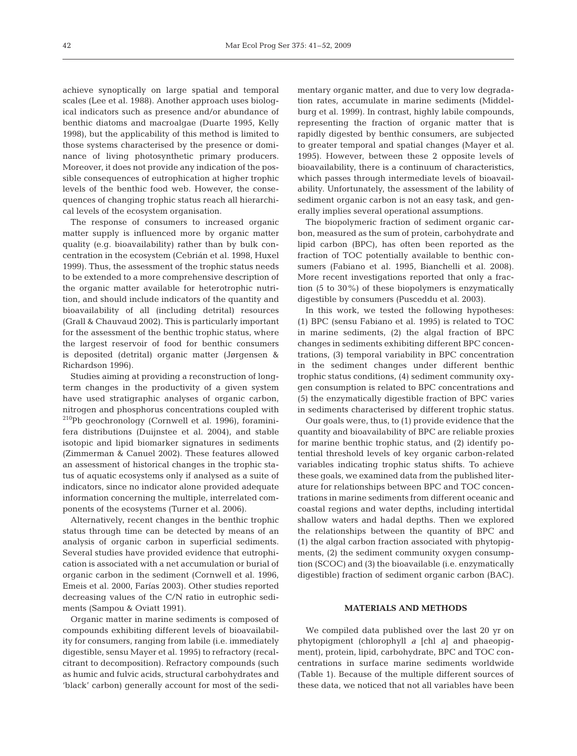achieve synoptically on large spatial and temporal scales (Lee et al. 1988). Another approach uses biological indicators such as presence and/or abundance of benthic diatoms and macroalgae (Duarte 1995, Kelly 1998), but the applicability of this method is limited to those systems characterised by the presence or dominance of living photosynthetic primary producers. Moreover, it does not provide any indication of the possible consequences of eutrophication at higher trophic levels of the benthic food web. However, the consequences of changing trophic status reach all hierarchical levels of the ecosystem organisation.

The response of consumers to increased organic matter supply is influenced more by organic matter quality (e.g. bioavailability) rather than by bulk concentration in the ecosystem (Cebrián et al. 1998, Huxel 1999). Thus, the assessment of the trophic status needs to be extended to a more comprehensive description of the organic matter available for heterotrophic nutrition, and should include indicators of the quantity and bioavailability of all (including detrital) resources (Grall & Chauvaud 2002). This is particularly important for the assessment of the benthic trophic status, where the largest reservoir of food for benthic consumers is deposited (detrital) organic matter (Jørgensen & Richardson 1996).

Studies aiming at providing a reconstruction of long-term changes in the productivity of a given system have used stratigraphic analyses of organic carbon, nitrogen and phosphorus concentrations coupled with $^{210}$Pb geochronology (Cornwell et al. 1996), foraminifera distributions (Duijnstee et al. 2004), and stable isotopic and lipid biomarker signatures in sediments (Zimmerman & Canuel 2002). These features allowed an assessment of historical changes in the trophic status of aquatic ecosystems only if analysed as a suite of indicators, since no indicator alone provided adequate information concerning the multiple, interrelated components of the ecosystems (Turner et al. 2006).

Alternatively, recent changes in the benthic trophic status through time can be detected by means of an analysis of organic carbon in superficial sediments. Several studies have provided evidence that eutrophication is associated with a net accumulation or burial of organic carbon in the sediment (Cornwell et al. 1996, Emeis et al. 2000, Farías 2003). Other studies reported decreasing values of the C/N ratio in eutrophic sediments (Sampou & Oviatt 1991).

Organic matter in marine sediments is composed of compounds exhibiting different levels of bioavailability for consumers, ranging from labile (i.e. immediately digestible, sensu Mayer et al. 1995) to refractory (recalcitrant to decomposition). Refractory compounds (such as humic and fulvic acids, structural carbohydrates and 'black' carbon) generally account for most of the sedimentary organic matter, and due to very low degradation rates, accumulate in marine sediments (Middelburg et al. 1999). In contrast, highly labile compounds, representing the fraction of organic matter that is rapidly digested by benthic consumers, are subjected to greater temporal and spatial changes (Mayer et al. 1995). However, between these 2 opposite levels of bioavailability, there is a continuum of characteristics, which passes through intermediate levels of bioavailability. Unfortunately, the assessment of the lability of sediment organic carbon is not an easy task, and generally implies several operational assumptions.

The biopolymeric fraction of sediment organic carbon, measured as the sum of protein, carbohydrate and lipid carbon (BPC), has often been reported as the fraction of TOC potentially available to benthic consumers (Fabiano et al. 1995, Bianchelli et al. 2008). More recent investigations reported that only a fraction (5 to 30%) of these biopolymers is enzymatically digestible by consumers (Pusceddu et al. 2003).

In this work, we tested the following hypotheses: (1) BPC (sensu Fabiano et al. 1995) is related to TOC in marine sediments, (2) the algal fraction of BPC changes in sediments exhibiting different BPC concentrations, (3) temporal variability in BPC concentration in the sediment changes under different benthic trophic status conditions, (4) sediment community oxygen consumption is related to BPC concentrations and (5) the enzymatically digestible fraction of BPC varies in sediments characterised by different trophic status.

Our goals were, thus, to (1) provide evidence that the quantity and bioavailability of BPC are reliable proxies for marine benthic trophic status, and (2) identify potential threshold levels of key organic carbon-related variables indicating trophic status shifts. To achieve these goals, we examined data from the published literature for relationships between BPC and TOC concentrations in marine sediments from different oceanic and coastal regions and water depths, including intertidal shallow waters and hadal depths. Then we explored the relationships between the quantity of BPC and (1) the algal carbon fraction associated with phytopigments, (2) the sediment community oxygen consumption (SCOC) and (3) the bioavailable (i.e. enzymatically digestible) fraction of sediment organic carbon (BAC).

## MATERIALS AND METHODS

We compiled data published over the last 20 yr on phytopigment (chlorophyll *a* [chl *a*] and phaeopigment), protein, lipid, carbohydrate, BPC and TOC concentrations in surface marine sediments worldwide (Table 1). Because of the multiple different sources of these data, we noticed that not all variables have been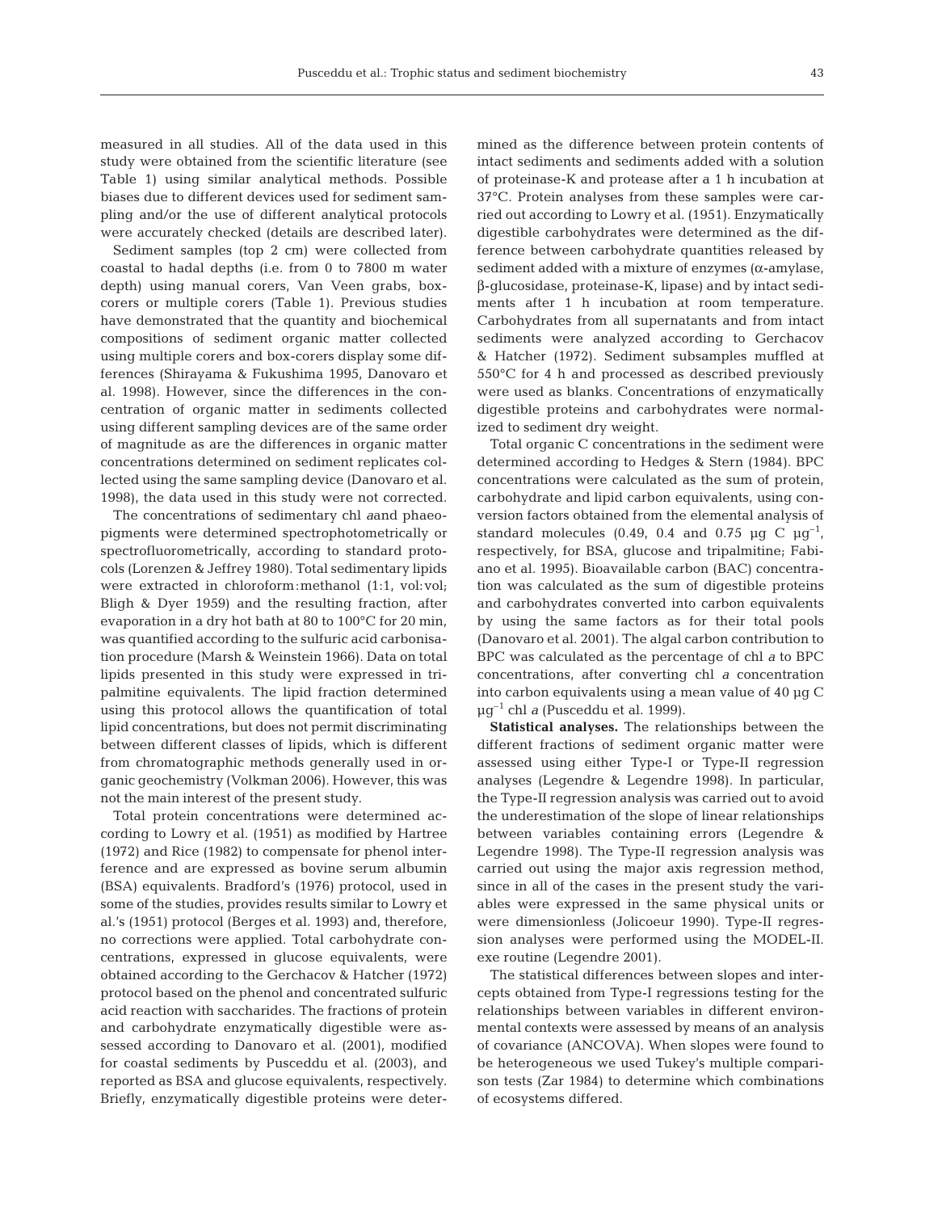measured in all studies. All of the data used in this study were obtained from the scientific literature (see Table 1) using similar analytical methods. Possible biases due to different devices used for sediment sampling and/or the use of different analytical protocols were accurately checked (details are described later).

Sediment samples (top 2 cm) were collected from coastal to hadal depths (i.e. from 0 to 7800 m water depth) using manual corers, Van Veen grabs, box-corers or multiple corers (Table 1). Previous studies have demonstrated that the quantity and biochemical compositions of sediment organic matter collected using multiple corers and box-corers display some differences (Shirayama & Fukushima 1995, Danovaro et al. 1998). However, since the differences in the concentration of organic matter in sediments collected using different sampling devices are of the same order of magnitude as are the differences in organic matter concentrations determined on sediment replicates collected using the same sampling device (Danovaro et al. 1998), the data used in this study were not corrected.

The concentrations of sedimentary chl *a*and phaeopigments were determined spectrophotometrically or spectrofluorometrically, according to standard protocols (Lorenzen & Jeffrey 1980). Total sedimentary lipids were extracted in chloroform:methanol (1:1, vol:vol; Bligh & Dyer 1959) and the resulting fraction, after evaporation in a dry hot bath at 80 to 100°C for 20 min, was quantified according to the sulfuric acid carbonisation procedure (Marsh & Weinstein 1966). Data on total lipids presented in this study were expressed in tripalmitine equivalents. The lipid fraction determined using this protocol allows the quantification of total lipid concentrations, but does not permit discriminating between different classes of lipids, which is different from chromatographic methods generally used in organic geochemistry (Volkman 2006). However, this was not the main interest of the present study.

Total protein concentrations were determined according to Lowry et al. (1951) as modified by Hartree (1972) and Rice (1982) to compensate for phenol interference and are expressed as bovine serum albumin (BSA) equivalents. Bradford's (1976) protocol, used in some of the studies, provides results similar to Lowry et al.'s (1951) protocol (Berges et al. 1993) and, therefore, no corrections were applied. Total carbohydrate concentrations, expressed in glucose equivalents, were obtained according to the Gerchacov & Hatcher (1972) protocol based on the phenol and concentrated sulfuric acid reaction with saccharides. The fractions of protein and carbohydrate enzymatically digestible were assessed according to Danovaro et al. (2001), modified for coastal sediments by Pusceddu et al. (2003), and reported as BSA and glucose equivalents, respectively. Briefly, enzymatically digestible proteins were determined as the difference between protein contents of intact sediments and sediments added with a solution of proteinase-K and protease after a 1 h incubation at 37°C. Protein analyses from these samples were carried out according to Lowry et al. (1951). Enzymatically digestible carbohydrates were determined as the difference between carbohydrate quantities released by sediment added with a mixture of enzymes (α-amylase, β-glucosidase, proteinase-K, lipase) and by intact sediments after 1 h incubation at room temperature. Carbohydrates from all supernatants and from intact sediments were analyzed according to Gerchacov & Hatcher (1972). Sediment subsamples muffled at 550°C for 4 h and processed as described previously were used as blanks. Concentrations of enzymatically digestible proteins and carbohydrates were normalized to sediment dry weight.

Total organic C concentrations in the sediment were determined according to Hedges & Stern (1984). BPC concentrations were calculated as the sum of protein, carbohydrate and lipid carbon equivalents, using conversion factors obtained from the elemental analysis of standard molecules (0.49, 0.4 and 0.75 µg C $\mu g^{-1}$, respectively, for BSA, glucose and tripalmitine; Fabiano et al. 1995). Bioavailable carbon (BAC) concentration was calculated as the sum of digestible proteins and carbohydrates converted into carbon equivalents by using the same factors as for their total pools (Danovaro et al. 2001). The algal carbon contribution to BPC was calculated as the percentage of chl *a* to BPC concentrations, after converting chl *a* concentration into carbon equivalents using a mean value of 40 µg C $\mu g^{-1}$ chl *a* (Pusceddu et al. 1999).

**Statistical analyses.** The relationships between the different fractions of sediment organic matter were assessed using either Type-I or Type-II regression analyses (Legendre & Legendre 1998). In particular, the Type-II regression analysis was carried out to avoid the underestimation of the slope of linear relationships between variables containing errors (Legendre & Legendre 1998). The Type-II regression analysis was carried out using the major axis regression method, since in all of the cases in the present study the variables were expressed in the same physical units or were dimensionless (Jolicoeur 1990). Type-II regression analyses were performed using the MODEL-II. exe routine (Legendre 2001).

The statistical differences between slopes and intercepts obtained from Type-I regressions testing for the relationships between variables in different environmental contexts were assessed by means of an analysis of covariance (ANCOVA). When slopes were found to be heterogeneous we used Tukey's multiple comparison tests (Zar 1984) to determine which combinations of ecosystems differed.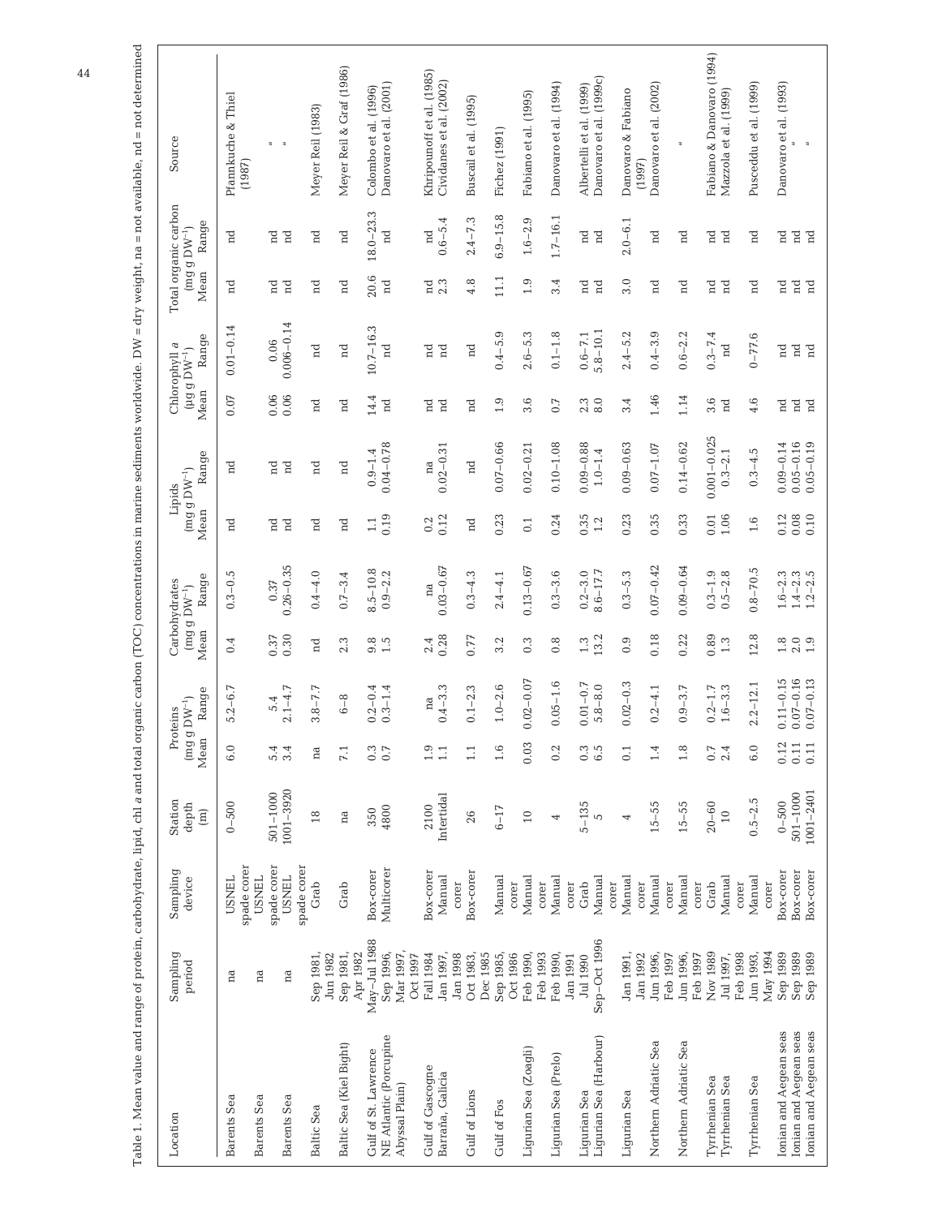Table 1. Mean value and range of protein, carbohydrate, lipid, chl *a* and total organic carbon (TOC) concentrations in marine sediments worldwide. DW = dry weight, na = not available, nd = not determined

| Location | Sampling period | Sampling device | Station depth (m) | Proteins ($mg\ g\ DW^{-1}$) | | Carbohydrates ($mg\ g\ DW^{-1}$) | | Lipids ($mg\ g\ DW^{-1}$) | | Chlorophyll *a* ($\mu g\ g\ DW^{-1}$) | | Total organic carbon ($mg\ g\ DW^{-1}$) | | Source |
|---|---|---|---|---|---|---|---|---|---|---|---|---|---|---|
| | | | | Mean | Range | Mean | Range | Mean | Range | Mean | Range | Mean | Range | |
| Barents Sea | na | USNEL spade corer | 0–500 | 6.0 | 5.2–6.7 | 0.4 | 0.3–0.5 | nd | nd | 0.07 | 0.01–0.14 | nd | nd | Pfannkuche & Thiel (1987) |
| Barents Sea | na | USNEL spade corer | 501–1000 | 5.4 | 5.4 | 0.37 | 0.37 | nd | nd | 0.06 | 0.06 | nd | nd | " |
| Barents Sea | na | USNEL spade corer | 1001–3920 | 3.4 | 2.1–4.7 | 0.30 | 0.26–0.35 | nd | nd | 0.06 | 0.006–0.14 | nd | nd | " |
| Baltic Sea | Sep 1981, Jun 1982 | Grab | 18 | na | 3.8–7.7 | nd | 0.4–4.0 | nd | nd | nd | nd | nd | nd | Meyer Reil (1983) |
| Baltic Sea (Kiel Bight) | Sep 1981, Apr 1982 | Grab | na | 7.1 | 6–8 | 2.3 | 0.7–3.4 | nd | nd | nd | nd | nd | nd | Meyer Reil & Graf (1986) |
| Gulf of St. Lawrence | May–Jul 1988 | Box-corer | 350 | 0.3 | 0.2–0.4 | 9.8 | 8.5–10.8 | 1.1 | 0.9–1.4 | 14.4 | 10.7–16.3 | 20.6 | 18.0–23.3 | Colombo et al. (1996) |
| NE Atlantic (Porcupine Abyssal Plain) | Sep 1996, Mar 1997, Oct 1997 | Multicorer | 4800 | 0.7 | 0.3–1.4 | 1.5 | 0.9–2.2 | 0.19 | 0.04–0.78 | nd | nd | nd | nd | Danovaro et al. (2001) |
| Gulf of Gascogne | Fall 1984 | Box-corer | 2100 | 1.9 | na | 2.4 | na | 0.2 | na | nd | nd | nd | nd | Khripounoff et al. (1985) |
| Barraña, Galicia | Jan 1997, Jan 1998 | Manual corer | Intertidal | 1.1 | 0.4–3.3 | 0.28 | 0.03–0.67 | 0.12 | 0.02–0.31 | nd | nd | 2.3 | 0.6–5.4 | Cividanes et al. (2002) |
| Gulf of Lions | Oct 1983, Dec 1985 | Box-corer | 26 | 1.1 | 0.1–2.3 | 0.77 | 0.3–4.3 | nd | nd | nd | nd | 4.8 | 2.4–7.3 | Buscail et al. (1995) |
| Gulf of Fos | Sep 1985, Oct 1986 | Manual corer | 6–17 | 1.6 | 1.0–2.6 | 3.2 | 2.4–4.1 | 0.23 | 0.07–0.66 | 1.9 | 0.4–5.9 | 11.1 | 6.9–15.8 | Fichez (1991) |
| Ligurian Sea (Zoagli) | Feb 1990, Feb 1993 | Manual corer | 10 | 0.03 | 0.02–0.07 | 0.3 | 0.13–0.67 | 0.1 | 0.02–0.21 | 3.6 | 2.6–5.3 | 1.9 | 1.6–2.9 | Fabiano et al. (1995) |
| Ligurian Sea (Prelo) | Feb 1990, Jan 1991 | Manual corer | 4 | 0.2 | 0.05–1.6 | 0.8 | 0.3–3.6 | 0.24 | 0.10–1.08 | 0.7 | 0.1–1.8 | 3.4 | 1.7–16.1 | Danovaro et al. (1994) |
| Ligurian Sea | Jul 1990 | Grab | 5–135 | 0.3 | 0.01–0.7 | 1.3 | 0.2–3.0 | 0.35 | 0.09–0.88 | 2.3 | 0.6–7.1 | nd | nd | Albertelli et al. (1999) |
| Ligurian Sea (Harbour) | Sep–Oct 1996 | Manual corer | 5 | 6.5 | 5.8–8.0 | 13.2 | 8.6–17.7 | 1.2 | 1.0–1.4 | 8.0 | 5.8–10.1 | nd | nd | Danovaro et al. (1999c) |
| Ligurian Sea | Jan 1991, Jan 1992 | Manual corer | 4 | 0.1 | 0.02–0.3 | 0.9 | 0.3–5.3 | 0.23 | 0.09–0.63 | 3.4 | 2.4–5.2 | 3.0 | 2.0–6.1 | Danovaro & Fabiano (1997) |
| Northern Adriatic Sea | Jun 1996, Feb 1997 | Manual corer | 15–55 | 1.4 | 0.2–4.1 | 0.18 | 0.07–0.42 | 0.35 | 0.07–1.07 | 1.46 | 0.4–3.9 | nd | nd | Danovaro et al. (2002) |
| Northern Adriatic Sea | Jun 1996, Feb 1997 | Manual corer | 15–55 | 1.8 | 0.9–3.7 | 0.22 | 0.09–0.64 | 0.33 | 0.14–0.62 | 1.14 | 0.6–2.2 | nd | nd | " |
| Tyrrhenian Sea | Nov 1989 | Grab | 20–60 | 0.7 | 0.2–1.7 | 0.89 | 0.3–1.9 | 0.01 | 0.001–0.025 | 3.6 | 0.3–7.4 | nd | nd | Fabiano & Danovaro (1994) |
| Tyrrhenian Sea | Jul 1997, Feb 1998 | Manual corer | 10 | 2.4 | 1.6–3.3 | 1.3 | 0.5–2.8 | 1.06 | 0.3–2.1 | nd | nd | nd | nd | Mazzola et al. (1999) |
| Tyrrhenian Sea | Jun 1993, May 1994 | Manual corer | 0.5–2.5 | 6.0 | 2.2–12.1 | 12.8 | 0.8–70.5 | 1.6 | 0.3–4.5 | 4.6 | 0–77.6 | nd | nd | Pusceddu et al. (1999) |
| Ionian and Aegean seas | Sep 1989 | Box-corer | 0–500 | 0.12 | 0.11–0.15 | 1.8 | 1.6–2.3 | 0.12 | 0.09–0.14 | nd | nd | nd | nd | Danovaro et al. (1993) |
| Ionian and Aegean seas | Sep 1989 | Box-corer | 501–1000 | 0.11 | 0.07–0.16 | 2.0 | 1.4–2.3 | 0.08 | 0.05–0.16 | nd | nd | nd | nd | " |
| Ionian and Aegean seas | Sep 1989 | Box-corer | 1001–2401 | 0.11 | 0.07–0.13 | 1.9 | 1.2–2.5 | 0.10 | 0.05–0.19 | nd | nd | nd | nd | " |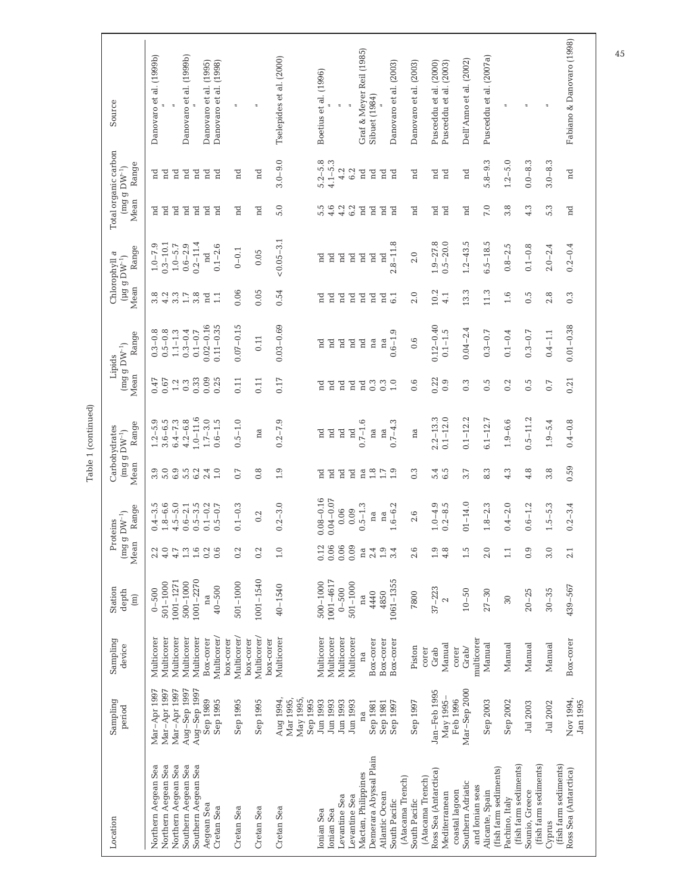Table 1 (continued)

| Location | Sampling period | Sampling device | Station depth (m) | Proteins (mg g DW$^{-1}$) | | Carbohydrates (mg g DW$^{-1}$) | | Lipids (mg g DW$^{-1}$) | | Chlorophyll *a* (µg g DW$^{-1}$) | | Total organic carbon (mg g DW$^{-1}$) | | Source |
|---|---|---|---|---|---|---|---|---|---|---|---|---|---|---|
| | | | | Mean | Range | Mean | Range | Mean | Range | Mean | Range | Mean | Range | |
| Northern Aegean Sea | Mar–Apr 1997 | Multicorer | 0–500 | 2.2 | 0.4–3.5 | 3.9 | 1.2–5.9 | 0.47 | 0.3–0.8 | 3.8 | 1.0–7.9 | nd | nd | Danovaro et al. (1999b) |
| Northern Aegean Sea | Mar–Apr 1997 | Multicorer | 501–1000 | 4.0 | 1.8–6.6 | 5.0 | 3.6–6.5 | 0.67 | 0.5–0.8 | 4.2 | 0.3–10.1 | nd | nd | " |
| Northern Aegean Sea | Mar–Apr 1997 | Multicorer | 1001–1271 | 4.7 | 4.5–5.0 | 6.9 | 6.4–7.3 | 1.2 | 1.1–1.3 | 3.3 | 1.0–5.7 | nd | nd | " |
| Southern Aegean Sea | Aug–Sep 1997 | Multicorer | 500–1000 | 1.3 | 0.6–2.1 | 5.5 | 4.2–6.8 | 0.3 | 0.3–0.4 | 1.7 | 0.6–2.9 | nd | nd | Danovaro et al. (1999b) |
| Southern Aegean Sea | Aug–Sep 1997 | Multicorer | 1001–2270 | 1.6 | 0.5–3.5 | 6.2 | 1.0–11.6 | 0.33 | 0.1–0.7 | 3.8 | 0.2–11.4 | nd | nd | " |
| Aegean Sea | Sep 1989 | Box-corer | na | 0.2 | 0.1–0.2 | 2.4 | 1.7–3.0 | 0.09 | 0.02–0.16 | nd | nd | nd | nd | Danovaro et al. (1995) |
| Cretan Sea | Sep 1995 | Multicorer/ box-corer | 40–500 | 0.6 | 0.5–0.7 | 1.0 | 0.6–1.5 | 0.25 | 0.11–0.35 | 1.1 | 0.1–2.6 | nd | nd | Danovaro et al. (1998) |
| Cretan Sea | Sep 1995 | Multicorer/ box-corer | 501–1000 | 0.2 | 0.1–0.3 | 0.7 | 0.5–1.0 | 0.11 | 0.07–0.15 | 0.06 | 0–0.1 | nd | nd | " |
| Cretan Sea | Sep 1995 | Multicorer/ box-corer | 1001–1540 | 0.2 | 0.2 | 0.8 | na | 0.11 | 0.11 | 0.05 | 0.05 | nd | nd | " |
| Cretan Sea | Aug 1994, Mar 1995, May 1995, Sep 1995 | Multicorer | 40–1540 | 1.0 | 0.2–3.0 | 1.9 | 0.2–7.9 | 0.17 | 0.03–0.69 | 0.54 | <0.05–3.1 | 5.0 | 3.0–9.0 | Tselepides et al. (2000) |
| Ionian Sea | Jun 1993 | Multicorer | 500–1000 | 0.12 | 0.08–0.16 | nd | nd | nd | nd | nd | nd | 5.5 | 5.2–5.8 | Boetius et al. (1996) |
| Ionian Sea | Jun 1993 | Multicorer | 1001–4617 | 0.06 | 0.04–0.07 | nd | nd | nd | nd | nd | nd | 4.6 | 4.1–5.3 | " |
| Levantine Sea | Jun 1993 | Multicorer | 0–500 | 0.06 | 0.06 | nd | nd | nd | nd | nd | nd | 4.2 | 4.2 | " |
| Levantine Sea | Jun 1993 | Multicorer | 501–1000 | 0.09 | 0.09 | nd | nd | nd | nd | nd | nd | 6.2 | 6.2 | " |
| Mactan, Philippines | na | na | na | na | 0.5–1.3 | na | 0.7–1.6 | nd | nd | nd | nd | nd | nd | Graf & Meyer Reil (1985) |
| Demerara Abyssal Plain | Sep 1981 | Box-corer | 4440 | 2.4 | na | 1.8 | na | 0.3 | na | nd | nd | nd | nd | Sibuet (1984) |
| Atlantic Ocean | Sep 1981 | Box-corer | 4850 | 1.9 | na | 1.7 | na | 0.3 | na | nd | nd | nd | nd | " |
| South Pacific (Atacama Trench) | Sep 1997 | Box-corer | 1061–1355 | 3.4 | 1.6–6.2 | 1.9 | 0.7–4.3 | 1.0 | 0.6–1.9 | 6.1 | 2.8–11.8 | nd | nd | Danovaro et al. (2003) |
| South Pacific (Atacama Trench) | Sep 1997 | Piston corer | 7800 | 2.6 | 2.6 | 0.3 | na | 0.6 | 0.6 | 2.0 | 2.0 | nd | nd | Danovaro et al. (2003) |
| Ross Sea (Antarctica) | Jan–Feb 1995 | Grab | 37–223 | 1.9 | 1.0–4.9 | 5.4 | 2.2–13.3 | 0.22 | 0.12–0.40 | 10.2 | 1.9–27.8 | nd | nd | Pusceddu et al. (2000) |
| Mediterranean coastal lagoon | May 1995–Feb 1996 | Manual corer | 2 | 4.8 | 0.2–8.5 | 6.5 | 0.1–12.0 | 0.9 | 0.1–1.5 | 4.1 | 0.5–20.0 | nd | nd | Pusceddu et al. (2003) |
| Southern Adriatic and Ionian seas | Mar–Sep 2000 | Grab/ multicorer | 10–50 | 1.5 | 01–14.0 | 3.7 | 0.1–12.2 | 0.3 | 0.04–2.4 | 13.3 | 1.2–43.5 | nd | nd | Dell'Anno et al. (2002) |
| Alicante, Spain (fish farm sediments) | Sep 2003 | Manual | 27–30 | 2.0 | 1.8–2.3 | 8.3 | 6.1–12.7 | 0.5 | 0.3–0.7 | 11.3 | 6.5–18.5 | 7.0 | 5.8–9.3 | Pusceddu et al. (2007a) |
| Pachino, Italy (fish farm sediments) | Sep 2002 | Manual | 30 | 1.1 | 0.4–2.0 | 4.3 | 1.9–6.6 | 0.2 | 0.1–0.4 | 1.6 | 0.8–2.5 | 3.8 | 1.2–5.0 | " |
| Sounio, Greece (fish farm sediments) | Jul 2003 | Manual | 20–25 | 0.9 | 0.6–1.2 | 4.8 | 0.5–11.2 | 0.5 | 0.3–0.7 | 0.5 | 0.1–0.8 | 4.3 | 0.0–8.3 | " |
| Cyprus (fish farm sediments) | Jul 2002 | Manual | 30–35 | 3.0 | 1.5–5.3 | 3.8 | 1.9–5.4 | 0.7 | 0.4–1.1 | 2.8 | 2.0–2.4 | 5.3 | 3.0–8.3 | " |
| Ross Sea (Antarctica) | Nov 1994, Jan 1995 | Box-corer | 439–567 | 2.1 | 0.2–3.4 | 0.59 | 0.4–0.8 | 0.21 | 0.01–0.38 | 0.3 | 0.2–0.4 | nd | nd | Fabiano & Danovaro (1998) |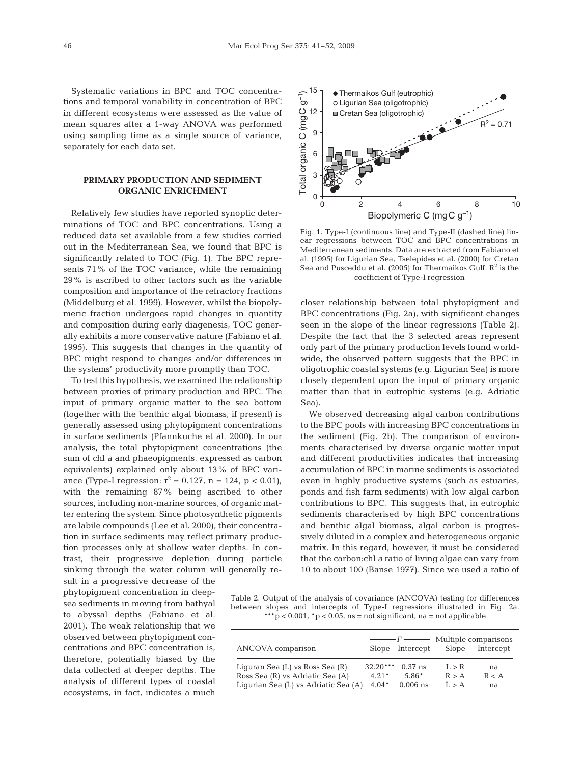Systematic variations in BPC and TOC concentrations and temporal variability in concentration of BPC in different ecosystems were assessed as the value of mean squares after a 1-way ANOVA was performed using sampling time as a single source of variance, separately for each data set.

## PRIMARY PRODUCTION AND SEDIMENT ORGANIC ENRICHMENT

Relatively few studies have reported synoptic determinations of TOC and BPC concentrations. Using a reduced data set available from a few studies carried out in the Mediterranean Sea, we found that BPC is significantly related to TOC (Fig. 1). The BPC represents 71% of the TOC variance, while the remaining 29% is ascribed to other factors such as the variable composition and importance of the refractory fractions (Middelburg et al. 1999). However, whilst the biopolymeric fraction undergoes rapid changes in quantity and composition during early diagenesis, TOC generally exhibits a more conservative nature (Fabiano et al. 1995). This suggests that changes in the quantity of BPC might respond to changes and/or differences in the systems' productivity more promptly than TOC.

To test this hypothesis, we examined the relationship between proxies of primary production and BPC. The input of primary organic matter to the sea bottom (together with the benthic algal biomass, if present) is generally assessed using phytopigment concentrations in surface sediments (Pfannkuche et al. 2000). In our analysis, the total phytopigment concentrations (the sum of chl *a* and phaeopigments, expressed as carbon equivalents) explained only about 13% of BPC variance (Type-I regression: $r^2 = 0.127$, $n = 124$, $p < 0.01$), with the remaining 87% being ascribed to other sources, including non-marine sources, of organic matter entering the system. Since photosynthetic pigments are labile compounds (Lee et al. 2000), their concentration in surface sediments may reflect primary production processes only at shallow water depths. In contrast, their progressive depletion during particle sinking through the water column will generally result in a progressive decrease of the phytopigment concentration in deep-sea sediments in moving from bathyal to abyssal depths (Fabiano et al. 2001). The weak relationship that we observed between phytopigment concentrations and BPC concentration is, therefore, potentially biased by the data collected at deeper depths. The analysis of different types of coastal ecosystems, in fact, indicates a much closer relationship between total phytopigment and BPC concentrations (Fig. 2a), with significant changes seen in the slope of the linear regressions (Table 2). Despite the fact that the 3 selected areas represent only part of the primary production levels found worldwide, the observed pattern suggests that the BPC in oligotrophic coastal systems (e.g. Ligurian Sea) is more closely dependent upon the input of primary organic matter than that in eutrophic systems (e.g. Adriatic Sea).

Fig. 1. Type-I (continuous line) and Type-II (dashed line) linear regressions between TOC and BPC concentrations in Mediterranean sediments. Data are extracted from Fabiano et al. (1995) for Ligurian Sea, Tselepides et al. (2000) for Cretan Sea and Pusceddu et al. (2005) for Thermaikos Gulf. $R^2$ is the coefficient of Type-I regression

We observed decreasing algal carbon contributions to the BPC pools with increasing BPC concentrations in the sediment (Fig. 2b). The comparison of environments characterised by diverse organic matter input and different productivities indicates that increasing accumulation of BPC in marine sediments is associated even in highly productive systems (such as estuaries, ponds and fish farm sediments) with low algal carbon contributions to BPC. This suggests that, in eutrophic sediments characterised by high BPC concentrations and benthic algal biomass, algal carbon is progressively diluted in a complex and heterogeneous organic matrix. In this regard, however, it must be considered that the carbon:chl *a* ratio of living algae can vary from 10 to about 100 (Banse 1977). Since we used a ratio of

Table 2. Output of the analysis of covariance (ANCOVA) testing for differences between slopes and intercepts of Type-I regressions illustrated in Fig. 2a. ***$p < 0.001$, *$p < 0.05$, ns = not significant, na = not applicable

| ANCOVA comparison | *F* | | Multiple comparisons | |
|---|---|---|---|---|
| | Slope | Intercept | Slope | Intercept |
| Liguran Sea (L) vs Ross Sea (R) | 32.20*** | 0.37 ns | L > R | na |
| Ross Sea (R) vs Adriatic Sea (A) | 4.21* | 5.86* | R > A | R < A |
| Ligurian Sea (L) vs Adriatic Sea (A) | 4.04* | 0.006 ns | L > A | na |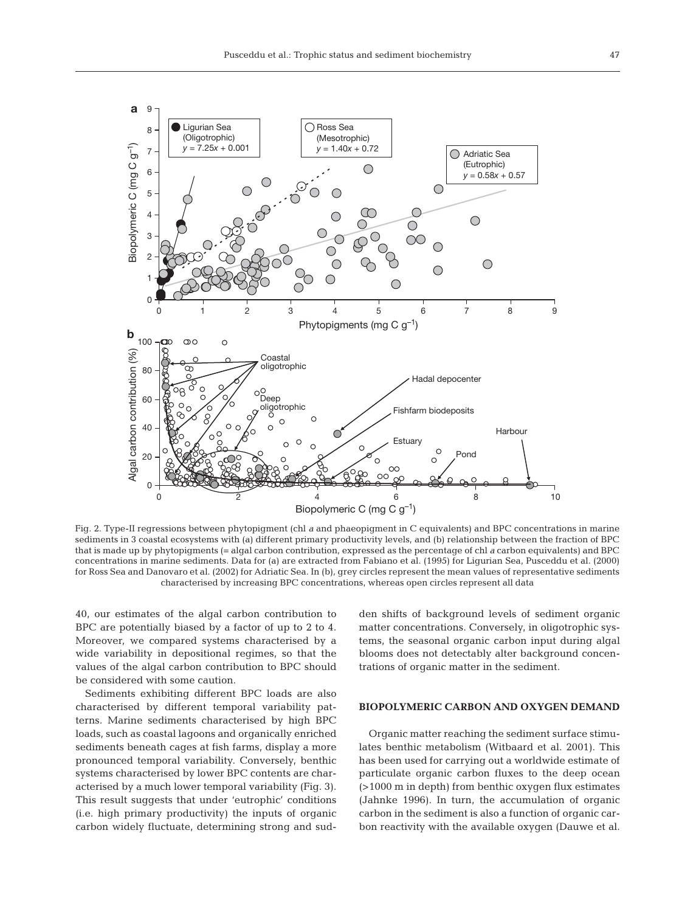Fig. 2. Type-II regressions between phytopigment (chl *a* and phaeopigment in C equivalents) and BPC concentrations in marine sediments in 3 coastal ecosystems with (a) different primary productivity levels, and (b) relationship between the fraction of BPC that is made up by phytopigments (= algal carbon contribution, expressed as the percentage of chl *a* carbon equivalents) and BPC concentrations in marine sediments. Data for (a) are extracted from Fabiano et al. (1995) for Ligurian Sea, Pusceddu et al. (2000) for Ross Sea and Danovaro et al. (2002) for Adriatic Sea. In (b), grey circles represent the mean values of representative sediments characterised by increasing BPC concentrations, whereas open circles represent all data

40, our estimates of the algal carbon contribution to BPC are potentially biased by a factor of up to 2 to 4. Moreover, we compared systems characterised by a wide variability in depositional regimes, so that the values of the algal carbon contribution to BPC should be considered with some caution.

Sediments exhibiting different BPC loads are also characterised by different temporal variability patterns. Marine sediments characterised by high BPC loads, such as coastal lagoons and organically enriched sediments beneath cages at fish farms, display a more pronounced temporal variability. Conversely, benthic systems characterised by lower BPC contents are characterised by a much lower temporal variability (Fig. 3). This result suggests that under 'eutrophic' conditions (i.e. high primary productivity) the inputs of organic carbon widely fluctuate, determining strong and sudden shifts of background levels of sediment organic matter concentrations. Conversely, in oligotrophic systems, the seasonal organic carbon input during algal blooms does not detectably alter background concentrations of organic matter in the sediment.

## BIOPOLYMERIC CARBON AND OXYGEN DEMAND

Organic matter reaching the sediment surface stimulates benthic metabolism (Witbaard et al. 2001). This has been used for carrying out a worldwide estimate of particulate organic carbon fluxes to the deep ocean (>1000 m in depth) from benthic oxygen flux estimates (Jahnke 1996). In turn, the accumulation of organic carbon in the sediment is also a function of organic carbon reactivity with the available oxygen (Dauwe et al.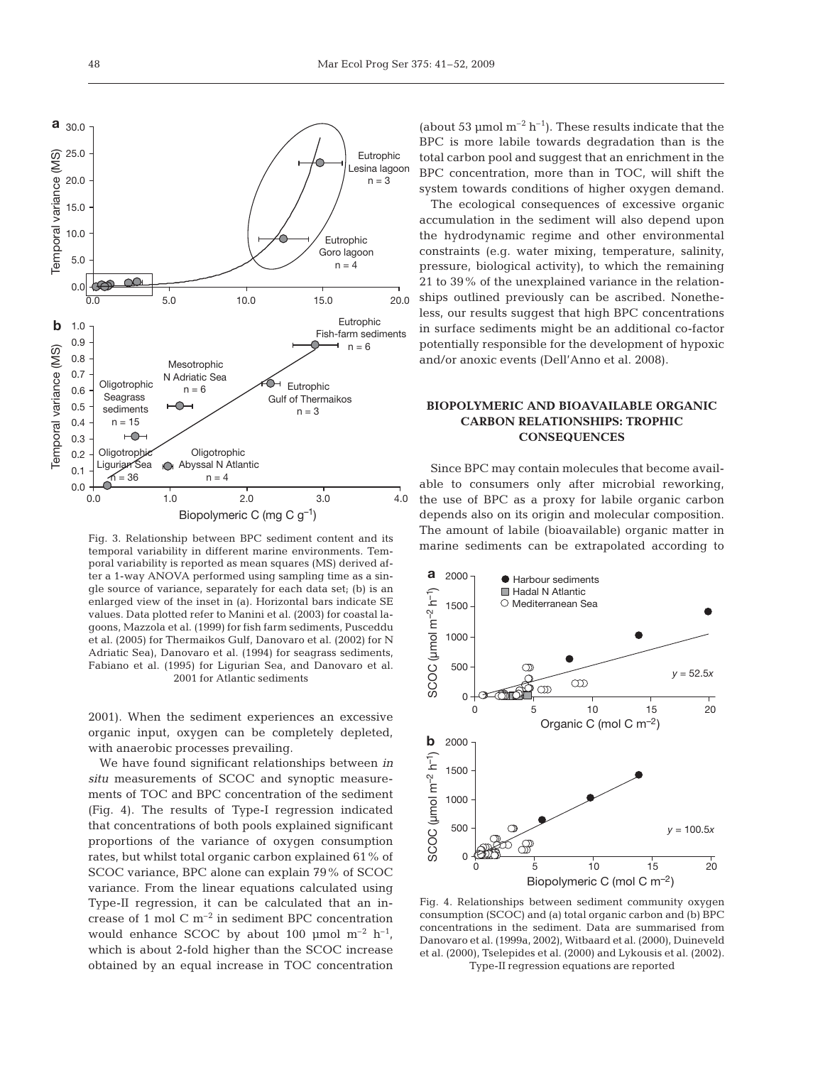Fig. 3. Relationship between BPC sediment content and its temporal variability in different marine environments. Temporal variability is reported as mean squares (MS) derived after a 1-way ANOVA performed using sampling time as a single source of variance, separately for each data set; (b) is an enlarged view of the inset in (a). Horizontal bars indicate SE values. Data plotted refer to Manini et al. (2003) for coastal lagoons, Mazzola et al. (1999) for fish farm sediments, Pusceddu et al. (2005) for Thermaikos Gulf, Danovaro et al. (2002) for N Adriatic Sea), Danovaro et al. (1994) for seagrass sediments, Fabiano et al. (1995) for Ligurian Sea, and Danovaro et al. 2001 for Atlantic sediments

2001). When the sediment experiences an excessive organic input, oxygen can be completely depleted, with anaerobic processes prevailing.

We have found significant relationships between *in situ* measurements of SCOC and synoptic measurements of TOC and BPC concentration of the sediment (Fig. 4). The results of Type-I regression indicated that concentrations of both pools explained significant proportions of the variance of oxygen consumption rates, but whilst total organic carbon explained 61% of SCOC variance, BPC alone can explain 79% of SCOC variance. From the linear equations calculated using Type-II regression, it can be calculated that an increase of 1 mol C $m^{-2}$ in sediment BPC concentration would enhance SCOC by about 100 µmol $m^{-2}$ $h^{-1}$, which is about 2-fold higher than the SCOC increase obtained by an equal increase in TOC concentration (about 53 µmol $m^{-2}$ $h^{-1}$). These results indicate that the BPC is more labile towards degradation than is the total carbon pool and suggest that an enrichment in the BPC concentration, more than in TOC, will shift the system towards conditions of higher oxygen demand.

The ecological consequences of excessive organic accumulation in the sediment will also depend upon the hydrodynamic regime and other environmental constraints (e.g. water mixing, temperature, salinity, pressure, biological activity), to which the remaining 21 to 39% of the unexplained variance in the relationships outlined previously can be ascribed. Nonetheless, our results suggest that high BPC concentrations in surface sediments might be an additional co-factor potentially responsible for the development of hypoxic and/or anoxic events (Dell'Anno et al. 2008).

## BIOPOLYMERIC AND BIOAVAILABLE ORGANIC CARBON RELATIONSHIPS: TROPHIC CONSEQUENCES

Since BPC may contain molecules that become available to consumers only after microbial reworking, the use of BPC as a proxy for labile organic carbon depends also on its origin and molecular composition. The amount of labile (bioavailable) organic matter in marine sediments can be extrapolated according to

Fig. 4. Relationships between sediment community oxygen consumption (SCOC) and (a) total organic carbon and (b) BPC concentrations in the sediment. Data are summarised from Danovaro et al. (1999a, 2002), Witbaard et al. (2000), Duineveld et al. (2000), Tselepides et al. (2000) and Lykousis et al. (2002). Type-II regression equations are reported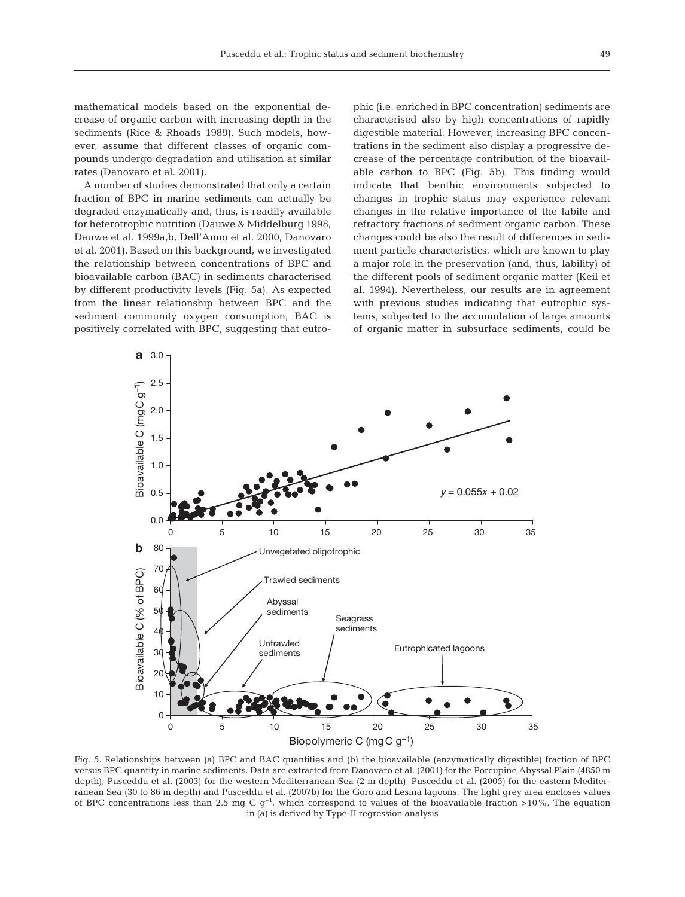mathematical models based on the exponential decrease of organic carbon with increasing depth in the sediments (Rice & Rhoads 1989). Such models, however, assume that different classes of organic compounds undergo degradation and utilisation at similar rates (Danovaro et al. 2001).

A number of studies demonstrated that only a certain fraction of BPC in marine sediments can actually be degraded enzymatically and, thus, is readily available for heterotrophic nutrition (Dauwe & Middelburg 1998, Dauwe et al. 1999a,b, Dell'Anno et al. 2000, Danovaro et al. 2001). Based on this background, we investigated the relationship between concentrations of BPC and bioavailable carbon (BAC) in sediments characterised by different productivity levels (Fig. 5a). As expected from the linear relationship between BPC and the sediment community oxygen consumption, BAC is positively correlated with BPC, suggesting that eutrophic (i.e. enriched in BPC concentration) sediments are characterised also by high concentrations of rapidly digestible material. However, increasing BPC concentrations in the sediment also display a progressive decrease of the percentage contribution of the bioavailable carbon to BPC (Fig. 5b). This finding would indicate that benthic environments subjected to changes in trophic status may experience relevant changes in the relative importance of the labile and refractory fractions of sediment organic carbon. These changes could be also the result of differences in sediment particle characteristics, which are known to play a major role in the preservation (and, thus, lability) of the different pools of sediment organic matter (Keil et al. 1994). Nevertheless, our results are in agreement with previous studies indicating that eutrophic systems, subjected to the accumulation of large amounts of organic matter in subsurface sediments, could be

Fig. 5. Relationships between (a) BPC and BAC quantities and (b) the bioavailable (enzymatically digestible) fraction of BPC versus BPC quantity in marine sediments. Data are extracted from Danovaro et al. (2001) for the Porcupine Abyssal Plain (4850 m depth), Pusceddu et al. (2003) for the western Mediterranean Sea (2 m depth), Pusceddu et al. (2005) for the eastern Mediterranean Sea (30 to 86 m depth) and Pusceddu et al. (2007b) for the Goro and Lesina lagoons. The light grey area encloses values of BPC concentrations less than 2.5 mg C $g^{-1}$, which correspond to values of the bioavailable fraction >10%. The equation in (a) is derived by Type-II regression analysis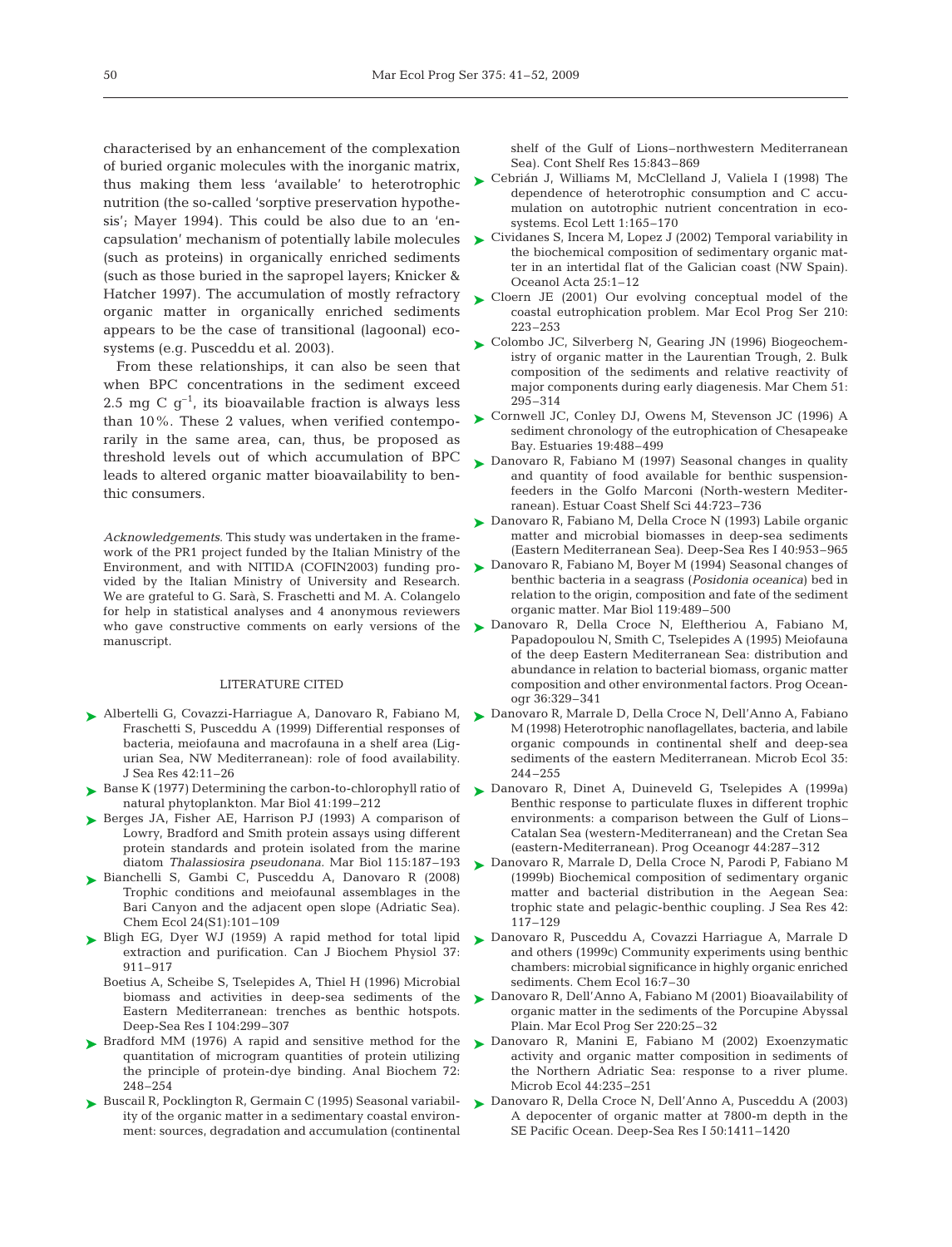characterised by an enhancement of the complexation of buried organic molecules with the inorganic matrix, thus making them less 'available' to heterotrophic nutrition (the so-called 'sorptive preservation hypothesis'; Mayer 1994). This could be also due to an 'encapsulation' mechanism of potentially labile molecules (such as proteins) in organically enriched sediments (such as those buried in the sapropel layers; Knicker & Hatcher 1997). The accumulation of mostly refractory organic matter in organically enriched sediments appears to be the case of transitional (lagoonal) ecosystems (e.g. Pusceddu et al. 2003).

From these relationships, it can also be seen that when BPC concentrations in the sediment exceed 2.5 mg C $g^{-1}$, its bioavailable fraction is always less than 10%. These 2 values, when verified contemporarily in the same area, can, thus, be proposed as threshold levels out of which accumulation of BPC leads to altered organic matter bioavailability to benthic consumers.

*Acknowledgements.* This study was undertaken in the framework of the PR1 project funded by the Italian Ministry of the Environment, and with NITIDA (COFIN2003) funding provided by the Italian Ministry of University and Research. We are grateful to G. Sarà, S. Fraschetti and M. A. Colangelo for help in statistical analyses and 4 anonymous reviewers who gave constructive comments on early versions of the manuscript.

## LITERATURE CITED

- Albertelli G, Covazzi-Harriague A, Danovaro R, Fabiano M, Fraschetti S, Pusceddu A (1999) Differential responses of bacteria, meiofauna and macrofauna in a shelf area (Ligurian Sea, NW Mediterranean): role of food availability. J Sea Res 42:11–26
- Banse K (1977) Determining the carbon-to-chlorophyll ratio of natural phytoplankton. Mar Biol 41:199–212
- Berges JA, Fisher AE, Harrison PJ (1993) A comparison of Lowry, Bradford and Smith protein assays using different protein standards and protein isolated from the marine diatom *Thalassiosira pseudonana.* Mar Biol 115:187–193
- Bianchelli S, Gambi C, Pusceddu A, Danovaro R (2008) Trophic conditions and meiofaunal assemblages in the Bari Canyon and the adjacent open slope (Adriatic Sea). Chem Ecol 24(S1):101–109
- Bligh EG, Dyer WJ (1959) A rapid method for total lipid extraction and purification. Can J Biochem Physiol 37: 911–917
- Boetius A, Scheibe S, Tselepides A, Thiel H (1996) Microbial biomass and activities in deep-sea sediments of the Eastern Mediterranean: trenches as benthic hotspots. Deep-Sea Res I 104:299–307
- Bradford MM (1976) A rapid and sensitive method for the quantitation of microgram quantities of protein utilizing the principle of protein-dye binding. Anal Biochem 72: 248–254
- Buscail R, Pocklington R, Germain C (1995) Seasonal variability of the organic matter in a sedimentary coastal environment: sources, degradation and accumulation (continental shelf of the Gulf of Lions–northwestern Mediterranean Sea). Cont Shelf Res 15:843–869
- Cebrián J, Williams M, McClelland J, Valiela I (1998) The dependence of heterotrophic consumption and C accumulation on autotrophic nutrient concentration in ecosystems. Ecol Lett 1:165–170
- Cividanes S, Incera M, Lopez J (2002) Temporal variability in the biochemical composition of sedimentary organic matter in an intertidal flat of the Galician coast (NW Spain). Oceanol Acta 25:1–12
- Cloern JE (2001) Our evolving conceptual model of the coastal eutrophication problem. Mar Ecol Prog Ser 210: 223–253
- Colombo JC, Silverberg N, Gearing JN (1996) Biogeochemistry of organic matter in the Laurentian Trough, 2. Bulk composition of the sediments and relative reactivity of major components during early diagenesis. Mar Chem 51: 295–314
- Cornwell JC, Conley DJ, Owens M, Stevenson JC (1996) A sediment chronology of the eutrophication of Chesapeake Bay. Estuaries 19:488–499
- Danovaro R, Fabiano M (1997) Seasonal changes in quality and quantity of food available for benthic suspension-feeders in the Golfo Marconi (North-western Mediterranean). Estuar Coast Shelf Sci 44:723–736
- Danovaro R, Fabiano M, Della Croce N (1993) Labile organic matter and microbial biomasses in deep-sea sediments (Eastern Mediterranean Sea). Deep-Sea Res I 40:953–965
- Danovaro R, Fabiano M, Boyer M (1994) Seasonal changes of benthic bacteria in a seagrass (*Posidonia oceanica*) bed in relation to the origin, composition and fate of the sediment organic matter. Mar Biol 119:489–500
- Danovaro R, Della Croce N, Eleftheriou A, Fabiano M, Papadopoulou N, Smith C, Tselepides A (1995) Meiofauna of the deep Eastern Mediterranean Sea: distribution and abundance in relation to bacterial biomass, organic matter composition and other environmental factors. Prog Oceanogr 36:329–341
- Danovaro R, Marrale D, Della Croce N, Dell'Anno A, Fabiano M (1998) Heterotrophic nanoflagellates, bacteria, and labile organic compounds in continental shelf and deep-sea sediments of the eastern Mediterranean. Microb Ecol 35: 244–255
- Danovaro R, Dinet A, Duineveld G, Tselepides A (1999a) Benthic response to particulate fluxes in different trophic environments: a comparison between the Gulf of Lions–Catalan Sea (western-Mediterranean) and the Cretan Sea (eastern-Mediterranean). Prog Oceanogr 44:287–312
- Danovaro R, Marrale D, Della Croce N, Parodi P, Fabiano M (1999b) Biochemical composition of sedimentary organic matter and bacterial distribution in the Aegean Sea: trophic state and pelagic-benthic coupling. J Sea Res 42: 117–129
- Danovaro R, Pusceddu A, Covazzi Harriague A, Marrale D and others (1999c) Community experiments using benthic chambers: microbial significance in highly organic enriched sediments. Chem Ecol 16:7–30
- Danovaro R, Dell'Anno A, Fabiano M (2001) Bioavailability of organic matter in the sediments of the Porcupine Abyssal Plain. Mar Ecol Prog Ser 220:25–32
- Danovaro R, Manini E, Fabiano M (2002) Exoenzymatic activity and organic matter composition in sediments of the Northern Adriatic Sea: response to a river plume. Microb Ecol 44:235–251
- Danovaro R, Della Croce N, Dell'Anno A, Pusceddu A (2003) A depocenter of organic matter at 7800-m depth in the SE Pacific Ocean. Deep-Sea Res I 50:1411–1420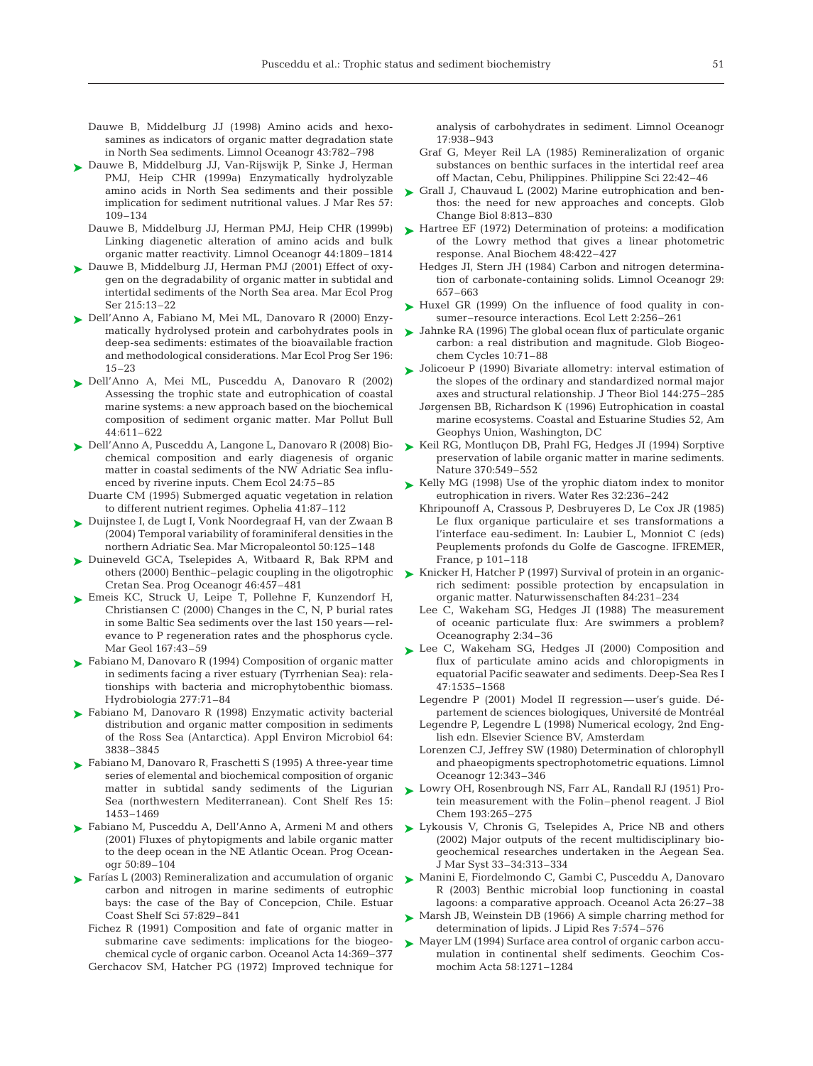Dauwe B, Middelburg JJ (1998) Amino acids and hexosamines as indicators of organic matter degradation state in North Sea sediments. Limnol Oceanogr 43:782–798

Dauwe B, Middelburg JJ, Van-Rijswijk P, Sinke J, Herman PMJ, Heip CHR (1999a) Enzymatically hydrolyzable amino acids in North Sea sediments and their possible implication for sediment nutritional values. J Mar Res 57: 109–134

Dauwe B, Middelburg JJ, Herman PMJ, Heip CHR (1999b) Linking diagenetic alteration of amino acids and bulk organic matter reactivity. Limnol Oceanogr 44:1809–1814

Dauwe B, Middelburg JJ, Herman PMJ (2001) Effect of oxygen on the degradability of organic matter in subtidal and intertidal sediments of the North Sea area. Mar Ecol Prog Ser 215:13–22

Dell'Anno A, Fabiano M, Mei ML, Danovaro R (2000) Enzymatically hydrolysed protein and carbohydrates pools in deep-sea sediments: estimates of the bioavailable fraction and methodological considerations. Mar Ecol Prog Ser 196: 15–23

Dell'Anno A, Mei ML, Pusceddu A, Danovaro R (2002) Assessing the trophic state and eutrophication of coastal marine systems: a new approach based on the biochemical composition of sediment organic matter. Mar Pollut Bull 44:611–622

Dell'Anno A, Pusceddu A, Langone L, Danovaro R (2008) Biochemical composition and early diagenesis of organic matter in coastal sediments of the NW Adriatic Sea influenced by riverine inputs. Chem Ecol 24:75–85

Duarte CM (1995) Submerged aquatic vegetation in relation to different nutrient regimes. Ophelia 41:87–112

Duijnstee I, de Lugt I, Vonk Noordegraaf H, van der Zwaan B (2004) Temporal variability of foraminiferal densities in the northern Adriatic Sea. Mar Micropaleontol 50:125–148

Duineveld GCA, Tselepides A, Witbaard R, Bak RPM and others (2000) Benthic–pelagic coupling in the oligotrophic Cretan Sea. Prog Oceanogr 46:457–481

Emeis KC, Struck U, Leipe T, Pollehne F, Kunzendorf H, Christiansen C (2000) Changes in the C, N, P burial rates in some Baltic Sea sediments over the last 150 years — relevance to P regeneration rates and the phosphorus cycle. Mar Geol 167:43–59

Fabiano M, Danovaro R (1994) Composition of organic matter in sediments facing a river estuary (Tyrrhenian Sea): relationships with bacteria and microphytobenthic biomass. Hydrobiologia 277:71–84

Fabiano M, Danovaro R (1998) Enzymatic activity bacterial distribution and organic matter composition in sediments of the Ross Sea (Antarctica). Appl Environ Microbiol 64: 3838–3845

Fabiano M, Danovaro R, Fraschetti S (1995) A three-year time series of elemental and biochemical composition of organic matter in subtidal sandy sediments of the Ligurian Sea (northwestern Mediterranean). Cont Shelf Res 15: 1453–1469

Fabiano M, Pusceddu A, Dell'Anno A, Armeni M and others (2001) Fluxes of phytopigments and labile organic matter to the deep ocean in the NE Atlantic Ocean. Prog Oceanogr 50:89–104

Farías L (2003) Remineralization and accumulation of organic carbon and nitrogen in marine sediments of eutrophic bays: the case of the Bay of Concepcion, Chile. Estuar Coast Shelf Sci 57:829–841

Fichez R (1991) Composition and fate of organic matter in submarine cave sediments: implications for the biogeochemical cycle of organic carbon. Oceanol Acta 14:369–377

Gerchacov SM, Hatcher PG (1972) Improved technique for analysis of carbohydrates in sediment. Limnol Oceanogr 17:938–943

Graf G, Meyer Reil LA (1985) Remineralization of organic substances on benthic surfaces in the intertidal reef area off Mactan, Cebu, Philippines. Philippine Sci 22:42–46

Grall J, Chauvaud L (2002) Marine eutrophication and benthos: the need for new approaches and concepts. Glob Change Biol 8:813–830

Hartree EF (1972) Determination of proteins: a modification of the Lowry method that gives a linear photometric response. Anal Biochem 48:422–427

Hedges JI, Stern JH (1984) Carbon and nitrogen determination of carbonate-containing solids. Limnol Oceanogr 29: 657–663

Huxel GR (1999) On the influence of food quality in consumer–resource interactions. Ecol Lett 2:256–261

Jahnke RA (1996) The global ocean flux of particulate organic carbon: a real distribution and magnitude. Glob Biogeochem Cycles 10:71–88

Jolicoeur P (1990) Bivariate allometry: interval estimation of the slopes of the ordinary and standardized normal major axes and structural relationship. J Theor Biol 144:275–285

Jørgensen BB, Richardson K (1996) Eutrophication in coastal marine ecosystems. Coastal and Estuarine Studies 52, Am Geophys Union, Washington, DC

Keil RG, Montluçon DB, Prahl FG, Hedges JI (1994) Sorptive preservation of labile organic matter in marine sediments. Nature 370:549–552

Kelly MG (1998) Use of the yrophic diatom index to monitor eutrophication in rivers. Water Res 32:236–242

Khripounoff A, Crassous P, Desbruyeres D, Le Cox JR (1985) Le flux organique particulaire et ses transformations a l'interface eau-sediment. In: Laubier L, Monniot C (eds) Peuplements profonds du Golfe de Gascogne. IFREMER, France, p 101–118

Knicker H, Hatcher P (1997) Survival of protein in an organic-rich sediment: possible protection by encapsulation in organic matter. Naturwissenschaften 84:231–234

Lee C, Wakeham SG, Hedges JI (1988) The measurement of oceanic particulate flux: Are swimmers a problem? Oceanography 2:34–36

Lee C, Wakeham SG, Hedges JI (2000) Composition and flux of particulate amino acids and chloropigments in equatorial Pacific seawater and sediments. Deep-Sea Res I 47:1535–1568

Legendre P (2001) Model II regression — user's guide. Département de sciences biologiques, Université de Montréal

Legendre P, Legendre L (1998) Numerical ecology, 2nd English edn. Elsevier Science BV, Amsterdam

Lorenzen CJ, Jeffrey SW (1980) Determination of chlorophyll and phaeopigments spectrophotometric equations. Limnol Oceanogr 12:343–346

Lowry OH, Rosenbrough NS, Farr AL, Randall RJ (1951) Protein measurement with the Folin–phenol reagent. J Biol Chem 193:265–275

Lykousis V, Chronis G, Tselepides A, Price NB and others (2002) Major outputs of the recent multidisciplinary biogeochemical researches undertaken in the Aegean Sea. J Mar Syst 33–34:313–334

Manini E, Fiordelmondo C, Gambi C, Pusceddu A, Danovaro R (2003) Benthic microbial loop functioning in coastal lagoons: a comparative approach. Oceanol Acta 26:27–38

Marsh JB, Weinstein DB (1966) A simple charring method for determination of lipids. J Lipid Res 7:574–576

Mayer LM (1994) Surface area control of organic carbon accumulation in continental shelf sediments. Geochim Cosmochim Acta 58:1271–1284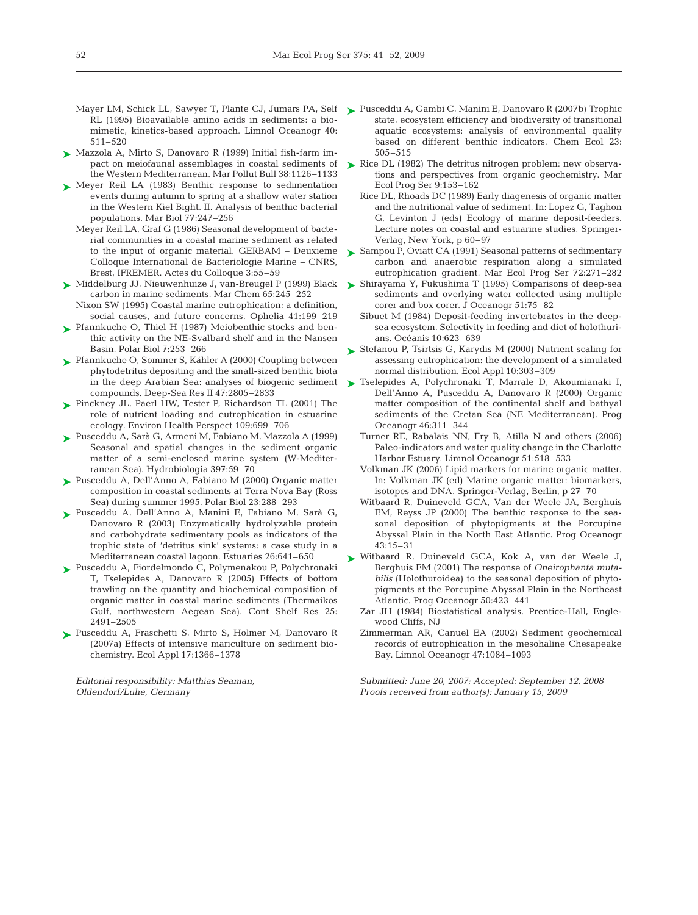Mayer LM, Schick LL, Sawyer T, Plante CJ, Jumars PA, Self RL (1995) Bioavailable amino acids in sediments: a biomimetic, kinetics-based approach. Limnol Oceanogr 40: 511–520

Mazzola A, Mirto S, Danovaro R (1999) Initial fish-farm impact on meiofaunal assemblages in coastal sediments of the Western Mediterranean. Mar Pollut Bull 38:1126–1133

Meyer Reil LA (1983) Benthic response to sedimentation events during autumn to spring at a shallow water station in the Western Kiel Bight. II. Analysis of benthic bacterial populations. Mar Biol 77:247–256

Meyer Reil LA, Graf G (1986) Seasonal development of bacterial communities in a coastal marine sediment as related to the input of organic material. GERBAM – Deuxieme Colloque International de Bacteriologie Marine – CNRS, Brest, IFREMER. Actes du Colloque 3:55–59

Middelburg JJ, Nieuwenhuize J, van-Breugel P (1999) Black carbon in marine sediments. Mar Chem 65:245–252

Nixon SW (1995) Coastal marine eutrophication: a definition, social causes, and future concerns. Ophelia 41:199–219

Pfannkuche O, Thiel H (1987) Meiobenthic stocks and benthic activity on the NE-Svalbard shelf and in the Nansen Basin. Polar Biol 7:253–266

Pfannkuche O, Sommer S, Kähler A (2000) Coupling between phytodetritus depositing and the small-sized benthic biota in the deep Arabian Sea: analyses of biogenic sediment compounds. Deep-Sea Res II 47:2805–2833

Pinckney JL, Paerl HW, Tester P, Richardson TL (2001) The role of nutrient loading and eutrophication in estuarine ecology. Environ Health Perspect 109:699–706

Pusceddu A, Sarà G, Armeni M, Fabiano M, Mazzola A (1999) Seasonal and spatial changes in the sediment organic matter of a semi-enclosed marine system (W-Mediterranean Sea). Hydrobiologia 397:59–70

Pusceddu A, Dell'Anno A, Fabiano M (2000) Organic matter composition in coastal sediments at Terra Nova Bay (Ross Sea) during summer 1995. Polar Biol 23:288–293

Pusceddu A, Dell'Anno A, Manini E, Fabiano M, Sarà G, Danovaro R (2003) Enzymatically hydrolyzable protein and carbohydrate sedimentary pools as indicators of the trophic state of 'detritus sink' systems: a case study in a Mediterranean coastal lagoon. Estuaries 26:641–650

Pusceddu A, Fiordelmondo C, Polymenakou P, Polychronaki T, Tselepides A, Danovaro R (2005) Effects of bottom trawling on the quantity and biochemical composition of organic matter in coastal marine sediments (Thermaikos Gulf, northwestern Aegean Sea). Cont Shelf Res 25: 2491–2505

Pusceddu A, Fraschetti S, Mirto S, Holmer M, Danovaro R (2007a) Effects of intensive mariculture on sediment biochemistry. Ecol Appl 17:1366–1378

Pusceddu A, Gambi C, Manini E, Danovaro R (2007b) Trophic state, ecosystem efficiency and biodiversity of transitional aquatic ecosystems: analysis of environmental quality based on different benthic indicators. Chem Ecol 23: 505–515

Rice DL (1982) The detritus nitrogen problem: new observations and perspectives from organic geochemistry. Mar Ecol Prog Ser 9:153–162

Rice DL, Rhoads DC (1989) Early diagenesis of organic matter and the nutritional value of sediment. In: Lopez G, Taghon G, Levinton J (eds) Ecology of marine deposit-feeders. Lecture notes on coastal and estuarine studies. Springer-Verlag, New York, p 60–97

Sampou P, Oviatt CA (1991) Seasonal patterns of sedimentary carbon and anaerobic respiration along a simulated eutrophication gradient. Mar Ecol Prog Ser 72:271–282

Shirayama Y, Fukushima T (1995) Comparisons of deep-sea sediments and overlying water collected using multiple corer and box corer. J Oceanogr 51:75–82

Sibuet M (1984) Deposit-feeding invertebrates in the deep-sea ecosystem. Selectivity in feeding and diet of holothurians. Océanis 10:623–639

Stefanou P, Tsirtsis G, Karydis M (2000) Nutrient scaling for assessing eutrophication: the development of a simulated normal distribution. Ecol Appl 10:303–309

Tselepides A, Polychronaki T, Marrale D, Akoumianaki I, Dell'Anno A, Pusceddu A, Danovaro R (2000) Organic matter composition of the continental shelf and bathyal sediments of the Cretan Sea (NE Mediterranean). Prog Oceanogr 46:311–344

Turner RE, Rabalais NN, Fry B, Atilla N and others (2006) Paleo-indicators and water quality change in the Charlotte Harbor Estuary. Limnol Oceanogr 51:518–533

Volkman JK (2006) Lipid markers for marine organic matter. In: Volkman JK (ed) Marine organic matter: biomarkers, isotopes and DNA. Springer-Verlag, Berlin, p 27–70

Witbaard R, Duineveld GCA, Van der Weele JA, Berghuis EM, Reyss JP (2000) The benthic response to the seasonal deposition of phytopigments at the Porcupine Abyssal Plain in the North East Atlantic. Prog Oceanogr 43:15–31

Witbaard R, Duineveld GCA, Kok A, van der Weele J, Berghuis EM (2001) The response of *Oneirophanta mutabilis* (Holothuroidea) to the seasonal deposition of phytopigments at the Porcupine Abyssal Plain in the Northeast Atlantic. Prog Oceanogr 50:423–441

Zar JH (1984) Biostatistical analysis. Prentice-Hall, Englewood Cliffs, NJ

Zimmerman AR, Canuel EA (2002) Sediment geochemical records of eutrophication in the mesohaline Chesapeake Bay. Limnol Oceanogr 47:1084–1093

*Editorial responsibility: Matthias Seaman, Oldendorf/Luhe, Germany*

*Submitted: June 20, 2007; Accepted: September 12, 2008*
*Proofs received from author(s): January 15, 2009*